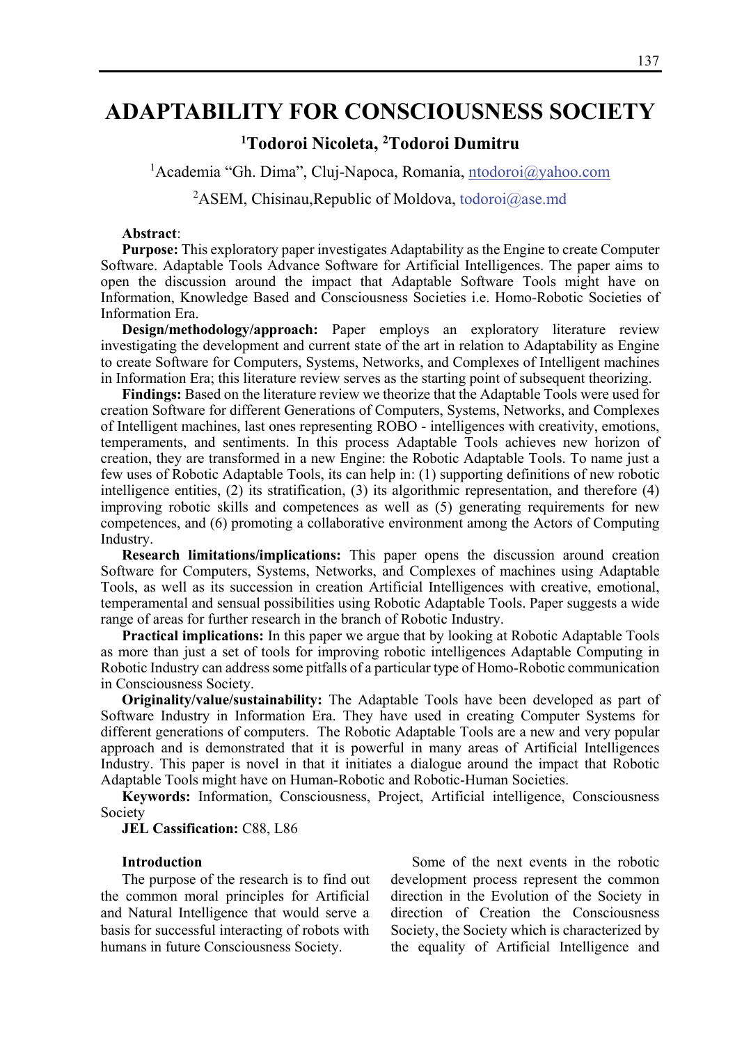# ADAPTABILITY FOR CONSCIOUSNESS SOCIETY

**[1]Todoroi Nicoleta, [2]Todoroi Dumitru**

[1]Academia "Gh. Dima", Cluj-Napoca, Romania, ntodoroi@yahoo.com

[2]ASEM, Chisinau,Republic of Moldova, todoroi@ase.md

**Abstract**:

**Purpose:** This exploratory paper investigates Adaptability as the Engine to create Computer Software. Adaptable Tools Advance Software for Artificial Intelligences. The paper aims to open the discussion around the impact that Adaptable Software Tools might have on Information, Knowledge Based and Consciousness Societies i.e. Homo-Robotic Societies of Information Era.

**Design/methodology/approach:** Paper employs an exploratory literature review investigating the development and current state of the art in relation to Adaptability as Engine to create Software for Computers, Systems, Networks, and Complexes of Intelligent machines in Information Era; this literature review serves as the starting point of subsequent theorizing.

**Findings:** Based on the literature review we theorize that the Adaptable Tools were used for creation Software for different Generations of Computers, Systems, Networks, and Complexes of Intelligent machines, last ones representing ROBO - intelligences with creativity, emotions, temperaments, and sentiments. In this process Adaptable Tools achieves new horizon of creation, they are transformed in a new Engine: the Robotic Adaptable Tools. To name just a few uses of Robotic Adaptable Tools, its can help in: (1) supporting definitions of new robotic intelligence entities, (2) its stratification, (3) its algorithmic representation, and therefore (4) improving robotic skills and competences as well as (5) generating requirements for new competences, and (6) promoting a collaborative environment among the Actors of Computing Industry.

**Research limitations/implications:** This paper opens the discussion around creation Software for Computers, Systems, Networks, and Complexes of machines using Adaptable Tools, as well as its succession in creation Artificial Intelligences with creative, emotional, temperamental and sensual possibilities using Robotic Adaptable Tools. Paper suggests a wide range of areas for further research in the branch of Robotic Industry.

**Practical implications:** In this paper we argue that by looking at Robotic Adaptable Tools as more than just a set of tools for improving robotic intelligences Adaptable Computing in Robotic Industry can address some pitfalls of a particular type of Homo-Robotic communication in Consciousness Society.

**Originality/value/sustainability:** The Adaptable Tools have been developed as part of Software Industry in Information Era. They have used in creating Computer Systems for different generations of computers. The Robotic Adaptable Tools are a new and very popular approach and is demonstrated that it is powerful in many areas of Artificial Intelligences Industry. This paper is novel in that it initiates a dialogue around the impact that Robotic Adaptable Tools might have on Human-Robotic and Robotic-Human Societies.

**Keywords:** Information, Consciousness, Project, Artificial intelligence, Consciousness Society

**JEL Cassification:** C88, L86

## Introduction

The purpose of the research is to find out the common moral principles for Artificial and Natural Intelligence that would serve a basis for successful interacting of robots with humans in future Consciousness Society.

Some of the next events in the robotic development process represent the common direction in the Evolution of the Society in direction of Creation the Consciousness Society, the Society which is characterized by the equality of Artificial Intelligence and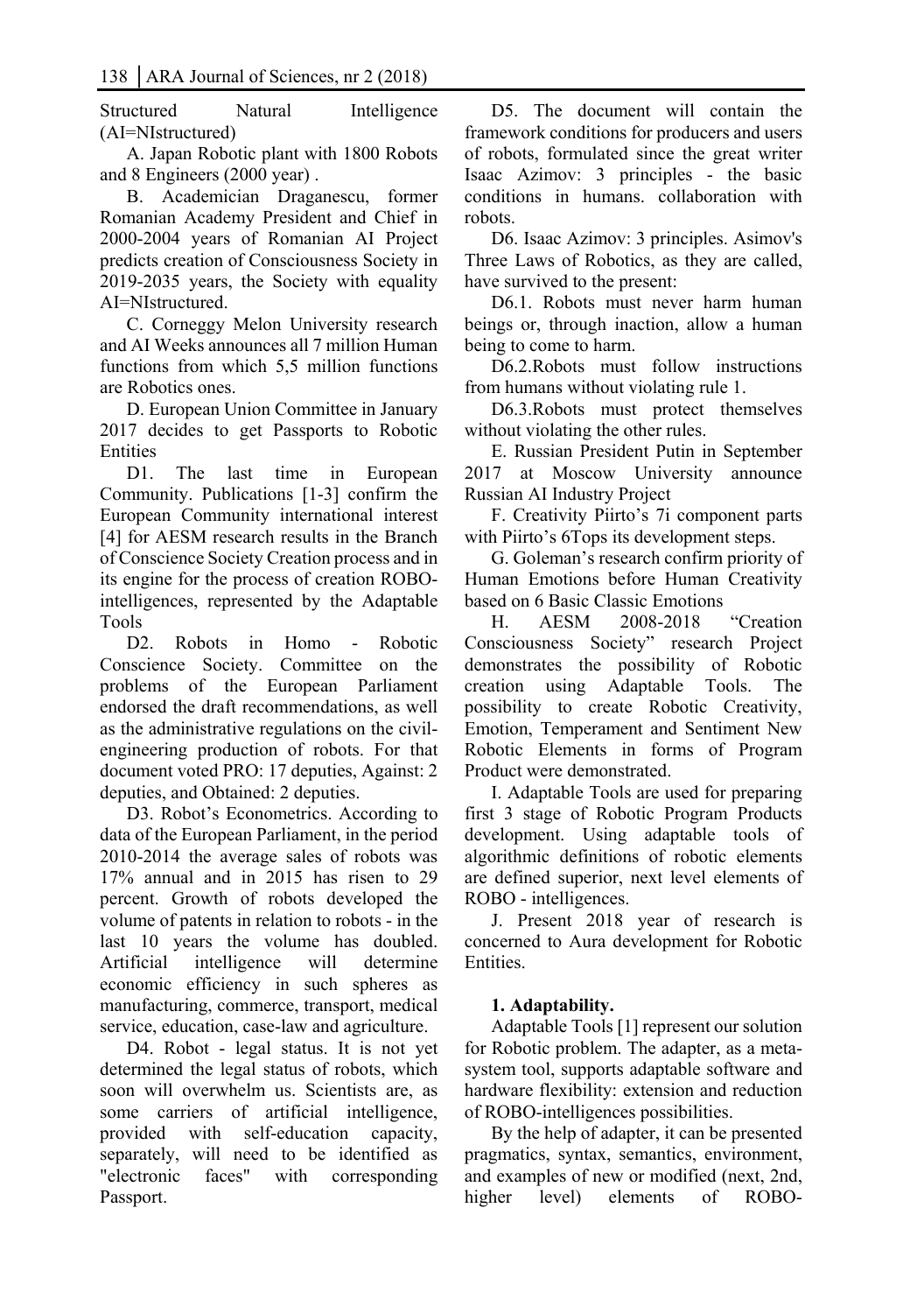Structured Natural Intelligence (AI=NIstructured)

A. Japan Robotic plant with 1800 Robots and 8 Engineers (2000 year) .

B. Academician Draganescu, former Romanian Academy President and Chief in 2000-2004 years of Romanian AI Project predicts creation of Consciousness Society in 2019-2035 years, the Society with equality AI=NIstructured.

C. Corneggy Melon University research and AI Weeks announces all 7 million Human functions from which 5,5 million functions are Robotics ones.

D. European Union Committee in January 2017 decides to get Passports to Robotic Entities

D1. The last time in European Community. Publications [1-3] confirm the European Community international interest [4] for AESM research results in the Branch of Conscience Society Creation process and in its engine for the process of creation ROBO-intelligences, represented by the Adaptable Tools

D2. Robots in Homo - Robotic Conscience Society. Committee on the problems of the European Parliament endorsed the draft recommendations, as well as the administrative regulations on the civil-engineering production of robots. For that document voted PRO: 17 deputies, Against: 2 deputies, and Obtained: 2 deputies.

D3. Robot's Econometrics. According to data of the European Parliament, in the period 2010-2014 the average sales of robots was 17% annual and in 2015 has risen to 29 percent. Growth of robots developed the volume of patents in relation to robots - in the last 10 years the volume has doubled. Artificial intelligence will determine economic efficiency in such spheres as manufacturing, commerce, transport, medical service, education, case-law and agriculture.

D4. Robot - legal status. It is not yet determined the legal status of robots, which soon will overwhelm us. Scientists are, as some carriers of artificial intelligence, provided with self-education capacity, separately, will need to be identified as "electronic faces" with corresponding Passport.

D5. The document will contain the framework conditions for producers and users of robots, formulated since the great writer Isaac Azimov: 3 principles - the basic conditions in humans. collaboration with robots.

D6. Isaac Azimov: 3 principles. Asimov's Three Laws of Robotics, as they are called, have survived to the present:

D6.1. Robots must never harm human beings or, through inaction, allow a human being to come to harm.

D6.2.Robots must follow instructions from humans without violating rule 1.

D6.3.Robots must protect themselves without violating the other rules.

E. Russian President Putin in September 2017 at Moscow University announce Russian AI Industry Project

F. Creativity Piirto's 7i component parts with Piirto's 6Tops its development steps.

G. Goleman's research confirm priority of Human Emotions before Human Creativity based on 6 Basic Classic Emotions

H. AESM 2008-2018 "Creation Consciousness Society" research Project demonstrates the possibility of Robotic creation using Adaptable Tools. The possibility to create Robotic Creativity, Emotion, Temperament and Sentiment New Robotic Elements in forms of Program Product were demonstrated.

I. Adaptable Tools are used for preparing first 3 stage of Robotic Program Products development. Using adaptable tools of algorithmic definitions of robotic elements are defined superior, next level elements of ROBO - intelligences.

J. Present 2018 year of research is concerned to Aura development for Robotic Entities.

**1. Adaptability.**

Adaptable Tools [1] represent our solution for Robotic problem. The adapter, as a meta-system tool, supports adaptable software and hardware flexibility: extension and reduction of ROBO-intelligences possibilities.

By the help of adapter, it can be presented pragmatics, syntax, semantics, environment, and examples of new or modified (next, 2nd, higher level) elements of ROBO-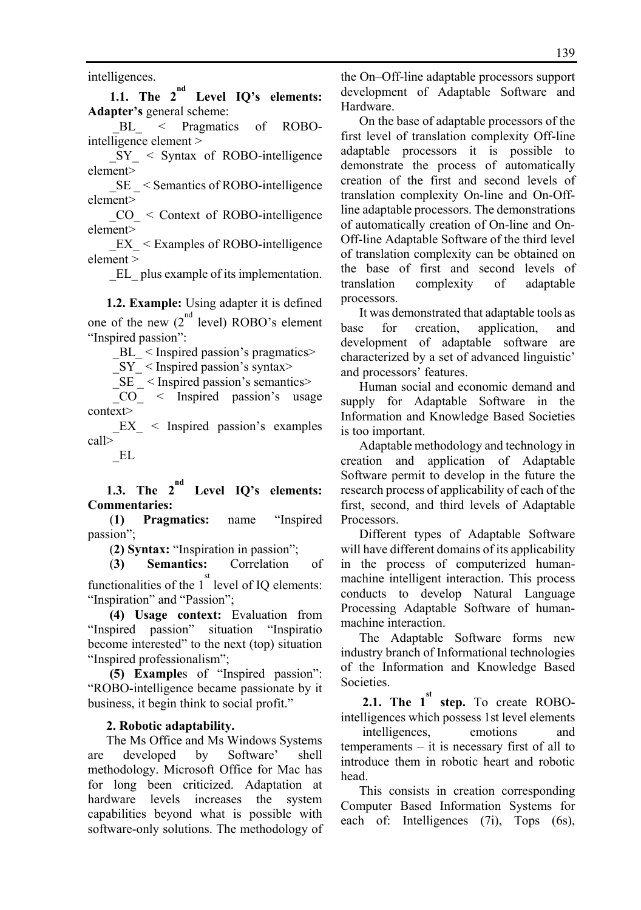intelligences.

**1.1. The 2nd Level IQ's elements: Adapter's** general scheme:

_BL_ < Pragmatics of ROBO-intelligence element >

_SY_ < Syntax of ROBO-intelligence element>

_SE _ < Semantics of ROBO-intelligence element>

_CO_ < Context of ROBO-intelligence element>

_EX_ < Examples of ROBO-intelligence element >

_EL_ plus example of its implementation.

**1.2. Example:** Using adapter it is defined one of the new (2nd level) ROBO's element "Inspired passion":

_BL_ < Inspired passion's pragmatics>

_SY_ < Inspired passion's syntax>

_SE _ < Inspired passion's semantics>

_CO_ < Inspired passion's usage context>

_EX_ < Inspired passion's examples call>

_EL

**1.3. The 2nd Level IQ's elements: Commentaries:**

(**1) Pragmatics:** name "Inspired passion";

(**2) Syntax:** "Inspiration in passion";

(**3) Semantics:** Correlation of functionalities of the 1st level of IQ elements: "Inspiration" and "Passion";

**(4) Usage context:** Evaluation from "Inspired passion" situation "Inspiratio become interested" to the next (top) situation "Inspired professionalism";

**(5) Example**s of "Inspired passion": "ROBO-intelligence became passionate by it business, it begin think to social profit."

**2. Robotic adaptability.**

The Ms Office and Ms Windows Systems are developed by Software' shell methodology. Microsoft Office for Mac has for long been criticized. Adaptation at hardware levels increases the system capabilities beyond what is possible with software-only solutions. The methodology of the On–Off-line adaptable processors support development of Adaptable Software and Hardware.

On the base of adaptable processors of the first level of translation complexity Off-line adaptable processors it is possible to demonstrate the process of automatically creation of the first and second levels of translation complexity On-line and On-Off-line adaptable processors. The demonstrations of automatically creation of On-line and On-Off-line Adaptable Software of the third level of translation complexity can be obtained on the base of first and second levels of translation complexity of adaptable processors.

It was demonstrated that adaptable tools as base for creation, application, and development of adaptable software are characterized by a set of advanced linguistic' and processors' features.

Human social and economic demand and supply for Adaptable Software in the Information and Knowledge Based Societies is too important.

Adaptable methodology and technology in creation and application of Adaptable Software permit to develop in the future the research process of applicability of each of the first, second, and third levels of Adaptable Processors.

Different types of Adaptable Software will have different domains of its applicability in the process of computerized human-machine intelligent interaction. This process conducts to develop Natural Language Processing Adaptable Software of human-machine interaction.

The Adaptable Software forms new industry branch of Informational technologies of the Information and Knowledge Based Societies.

**2.1. The 1st step.** To create ROBO-intelligences which possess 1st level elements intelligences, emotions and temperaments – it is necessary first of all to introduce them in robotic heart and robotic head.

This consists in creation corresponding Computer Based Information Systems for each of: Intelligences (7i), Tops (6s),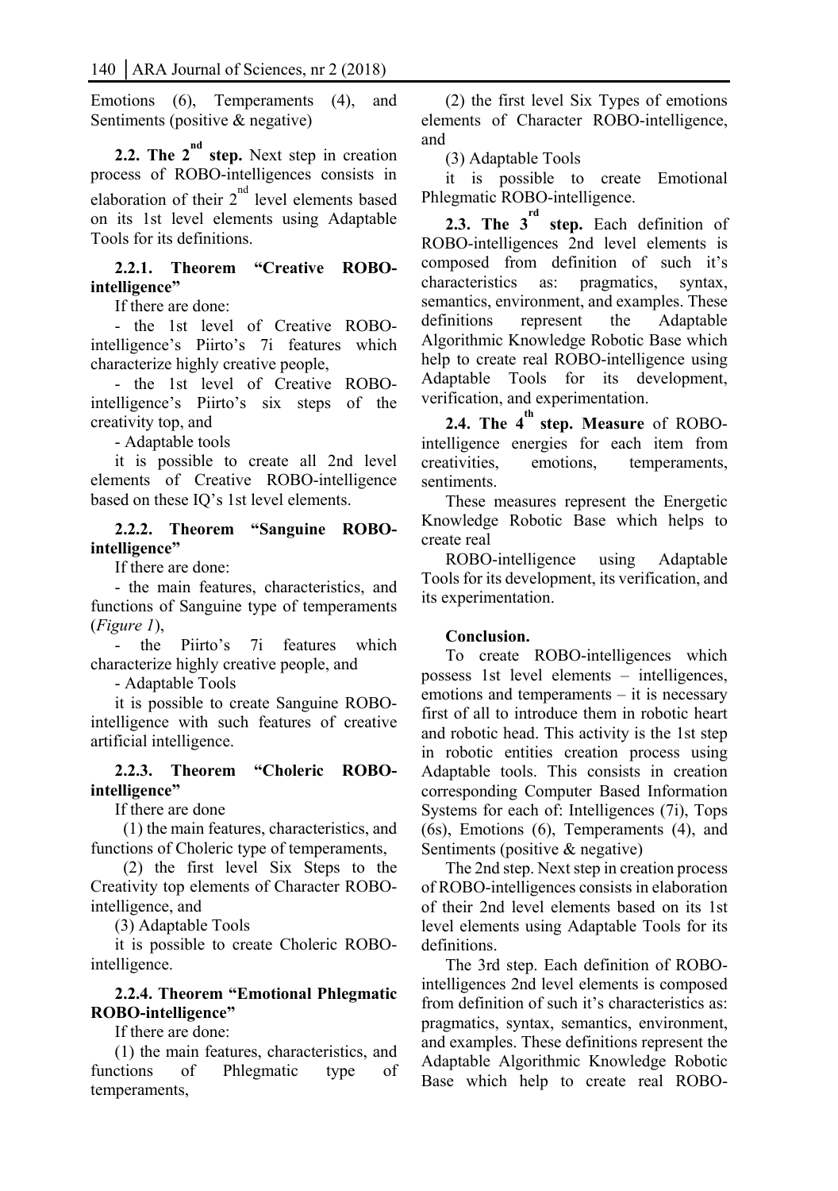Emotions (6), Temperaments (4), and Sentiments (positive & negative)

**2.2. The 2nd step.** Next step in creation process of ROBO-intelligences consists in elaboration of their 2nd level elements based on its 1st level elements using Adaptable Tools for its definitions.

**2.2.1. Theorem "Creative ROBO-intelligence"**

If there are done:

- the 1st level of Creative ROBO-intelligence's Piirto's 7i features which characterize highly creative people,

- the 1st level of Creative ROBO-intelligence's Piirto's six steps of the creativity top, and

- Adaptable tools

it is possible to create all 2nd level elements of Creative ROBO-intelligence based on these IQ's 1st level elements.

**2.2.2. Theorem "Sanguine ROBO-intelligence"**

If there are done:

- the main features, characteristics, and functions of Sanguine type of temperaments (*Figure 1*),

- the Piirto's 7i features which characterize highly creative people, and

- Adaptable Tools

it is possible to create Sanguine ROBO-intelligence with such features of creative artificial intelligence.

**2.2.3. Theorem "Choleric ROBO-intelligence"**

If there are done

(1) the main features, characteristics, and functions of Choleric type of temperaments,

(2) the first level Six Steps to the Creativity top elements of Character ROBO-intelligence, and

(3) Adaptable Tools

it is possible to create Choleric ROBO-intelligence.

**2.2.4. Theorem "Emotional Phlegmatic ROBO-intelligence"**

If there are done:

(1) the main features, characteristics, and functions of Phlegmatic type of temperaments,

(2) the first level Six Types of emotions elements of Character ROBO-intelligence, and

(3) Adaptable Tools

it is possible to create Emotional Phlegmatic ROBO-intelligence.

**2.3. The 3rd step.** Each definition of ROBO-intelligences 2nd level elements is composed from definition of such it's characteristics as: pragmatics, syntax, semantics, environment, and examples. These definitions represent the Adaptable Algorithmic Knowledge Robotic Base which help to create real ROBO-intelligence using Adaptable Tools for its development, verification, and experimentation.

**2.4. The 4th step. Measure** of ROBO-intelligence energies for each item from creativities, emotions, temperaments, sentiments.

These measures represent the Energetic Knowledge Robotic Base which helps to create real

ROBO-intelligence using Adaptable Tools for its development, its verification, and its experimentation.

**Conclusion.**

To create ROBO-intelligences which possess 1st level elements – intelligences, emotions and temperaments – it is necessary first of all to introduce them in robotic heart and robotic head. This activity is the 1st step in robotic entities creation process using Adaptable tools. This consists in creation corresponding Computer Based Information Systems for each of: Intelligences (7i), Tops (6s), Emotions (6), Temperaments (4), and Sentiments (positive & negative)

The 2nd step. Next step in creation process of ROBO-intelligences consists in elaboration of their 2nd level elements based on its 1st level elements using Adaptable Tools for its definitions.

The 3rd step. Each definition of ROBO-intelligences 2nd level elements is composed from definition of such it's characteristics as: pragmatics, syntax, semantics, environment, and examples. These definitions represent the Adaptable Algorithmic Knowledge Robotic Base which help to create real ROBO-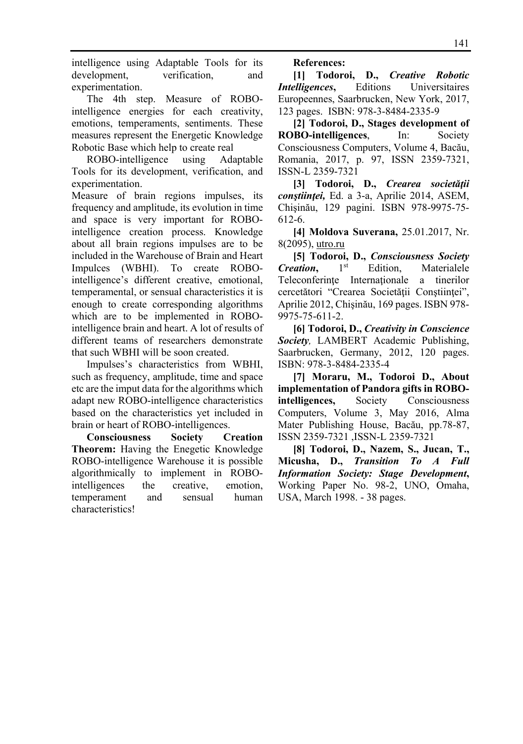intelligence using Adaptable Tools for its development, verification, and experimentation.

The 4th step. Measure of ROBO-intelligence energies for each creativity, emotions, temperaments, sentiments. These measures represent the Energetic Knowledge Robotic Base which help to create real

ROBO-intelligence using Adaptable Tools for its development, verification, and experimentation.

Measure of brain regions impulses, its frequency and amplitude, its evolution in time and space is very important for ROBO-intelligence creation process. Knowledge about all brain regions impulses are to be included in the Warehouse of Brain and Heart Impulces (WBHI). To create ROBO-intelligence's different creative, emotional, temperamental, or sensual characteristics it is enough to create corresponding algorithms which are to be implemented in ROBO-intelligence brain and heart. A lot of results of different teams of researchers demonstrate that such WBHI will be soon created.

Impulses's characteristics from WBHI, such as frequency, amplitude, time and space etc are the imput data for the algorithms which adapt new ROBO-intelligence characteristics based on the characteristics yet included in brain or heart of ROBO-intelligences.

**Consciousness Society Creation Theorem:** Having the Enegetic Knowledge ROBO-intelligence Warehouse it is possible algorithmically to implement in ROBO-intelligences the creative, emotion, temperament and sensual human characteristics!

**References:**

**[1] Todoroi, D.,** ***Creative Robotic Intelligences***, Editions Universitaires Europeennes, Saarbrucken, New York, 2017, 123 pages. ISBN: 978-3-8484-2335-9

**[2] Todoroi, D., Stages development of ROBO-intelligences**, In: Society Consciousness Computers, Volume 4, Bacău, Romania, 2017, p. 97, ISSN 2359-7321, ISSN-L 2359-7321

**[3] Todoroi, D.,** ***Crearea societăţii conştiinţei,*** Ed. a 3-a, Aprilie 2014, ASEM, Chişinău, 129 pagini. ISBN 978-9975-75-612-6.

**[4] Moldova Suverana,** 25.01.2017, Nr. 8(2095), utro.ru

**[5] Todoroi, D.,** ***Consciousness Society Creation***, 1st Edition, Materialele Teleconferinţe Internaţionale a tinerilor cercetători "Crearea Societăţii Conştiinţei", Aprilie 2012, Chişinău, 169 pages. ISBN 978-9975-75-611-2.

**[6] Todoroi, D.,** ***Creativity in Conscience Society,*** LAMBERT Academic Publishing, Saarbrucken, Germany, 2012, 120 pages. ISBN: 978-3-8484-2335-4

**[7] Moraru, M., Todoroi D., About implementation of Pandora gifts in ROBO-intelligences,** Society Consciousness Computers, Volume 3, May 2016, Alma Mater Publishing House, Bacău, pp.78-87, ISSN 2359-7321 ,ISSN-L 2359-7321

**[8] Todoroi, D., Nazem, S., Jucan, T., Micusha, D.,** ***Transition To A Full Information Society: Stage Development***, Working Paper No. 98-2, UNO, Omaha, USA, March 1998. - 38 pages.